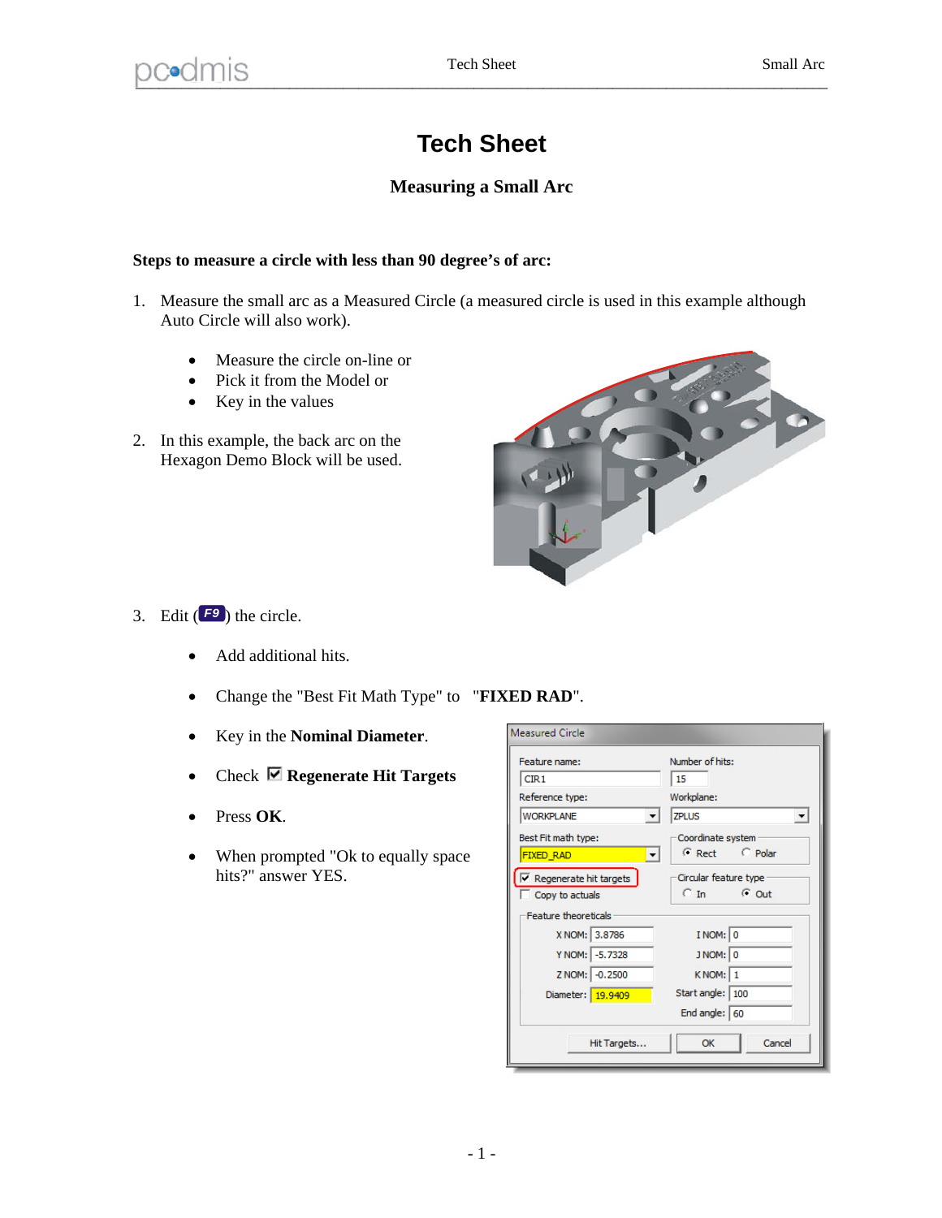# Tech Sheet

## Measuring a Small Arc

**Steps to measure a circle with less than 90 degree's of arc:**

1. Measure the small arc as a Measured Circle (a measured circle is used in this example although Auto Circle will also work).
   - Measure the circle on-line or
   - Pick it from the Model or
   - Key in the values
2. In this example, the back arc on the Hexagon Demo Block will be used.
3. Edit (F9) the circle.
   - Add additional hits.
   - Change the "Best Fit Math Type" to "**FIXED RAD**".
   - Key in the **Nominal Diameter**.
   - Check ☑ **Regenerate Hit Targets**
   - Press **OK**.
   - When prompted "Ok to equally space hits?" answer YES.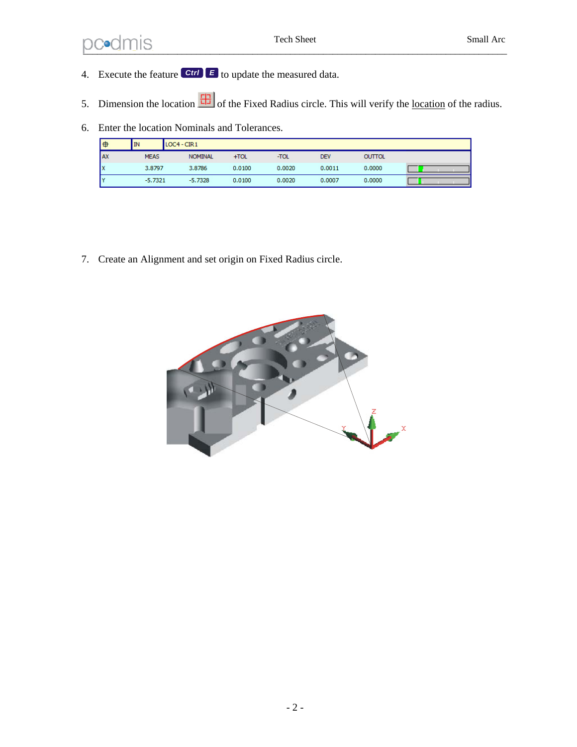4. Execute the feature Ctrl E to update the measured data.

5. Dimension the location of the Fixed Radius circle. This will verify the location of the radius.

6. Enter the location Nominals and Tolerances.

| ⌖ | IN | LOC4 - CIR1 | | | | | |
|---|---|---|---|---|---|---|---|
| AX | MEAS | NOMINAL | +TOL | -TOL | DEV | OUTTOL | |
| X | 3.8797 | 3.8786 | 0.0100 | 0.0020 | 0.0011 | 0.0000 | |
| Y | -5.7321 | -5.7328 | 0.0100 | 0.0020 | 0.0007 | 0.0000 | |

7. Create an Alignment and set origin on Fixed Radius circle.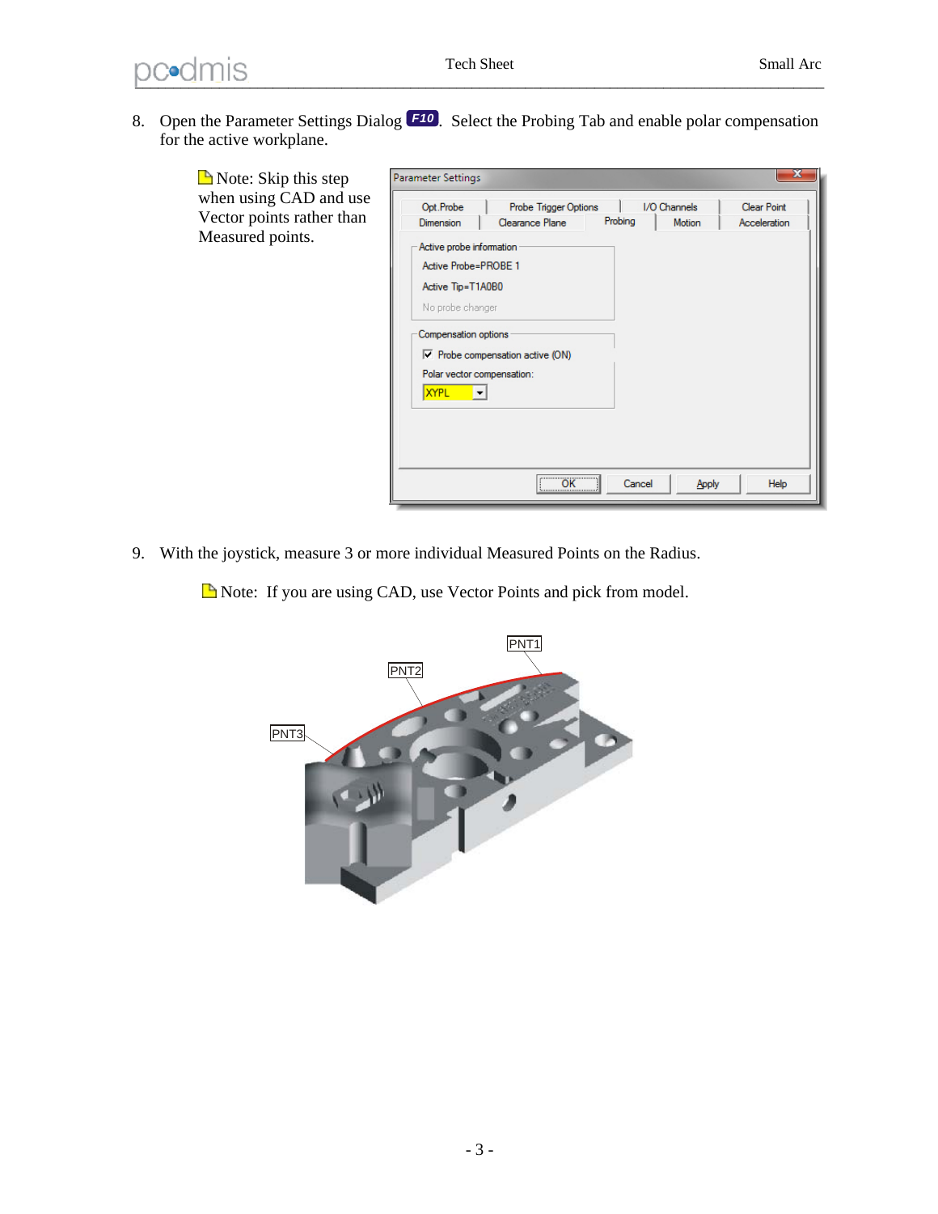8. Open the Parameter Settings Dialog F10. Select the Probing Tab and enable polar compensation for the active workplane.

   Note: Skip this step when using CAD and use Vector points rather than Measured points.

9. With the joystick, measure 3 or more individual Measured Points on the Radius.

   Note: If you are using CAD, use Vector Points and pick from model.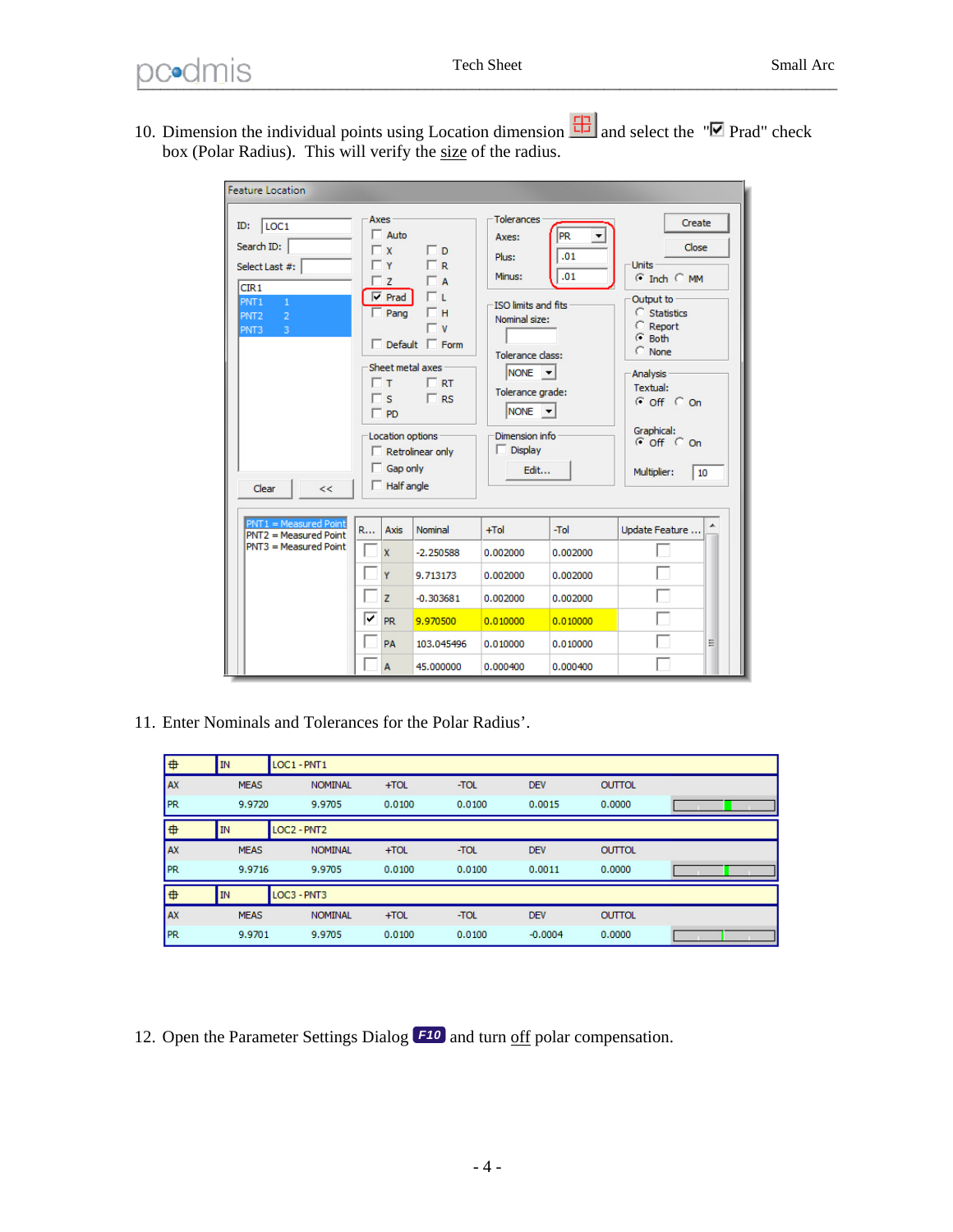10. Dimension the individual points using Location dimension and select the "☑ Prad" check box (Polar Radius). This will verify the size of the radius.

11. Enter Nominals and Tolerances for the Polar Radius'.

| ⌖ | IN | LOC1 - PNT1 | | | | |
|---|---|---|---|---|---|---|
| AX | MEAS | NOMINAL | +TOL | -TOL | DEV | OUTTOL |
| PR | 9.9720 | 9.9705 | 0.0100 | 0.0100 | 0.0015 | 0.0000 |

| ⌖ | IN | LOC2 - PNT2 | | | | |
|---|---|---|---|---|---|---|
| AX | MEAS | NOMINAL | +TOL | -TOL | DEV | OUTTOL |
| PR | 9.9716 | 9.9705 | 0.0100 | 0.0100 | 0.0011 | 0.0000 |

| ⌖ | IN | LOC3 - PNT3 | | | | |
|---|---|---|---|---|---|---|
| AX | MEAS | NOMINAL | +TOL | -TOL | DEV | OUTTOL |
| PR | 9.9701 | 9.9705 | 0.0100 | 0.0100 | -0.0004 | 0.0000 |

12. Open the Parameter Settings Dialog F10 and turn off polar compensation.